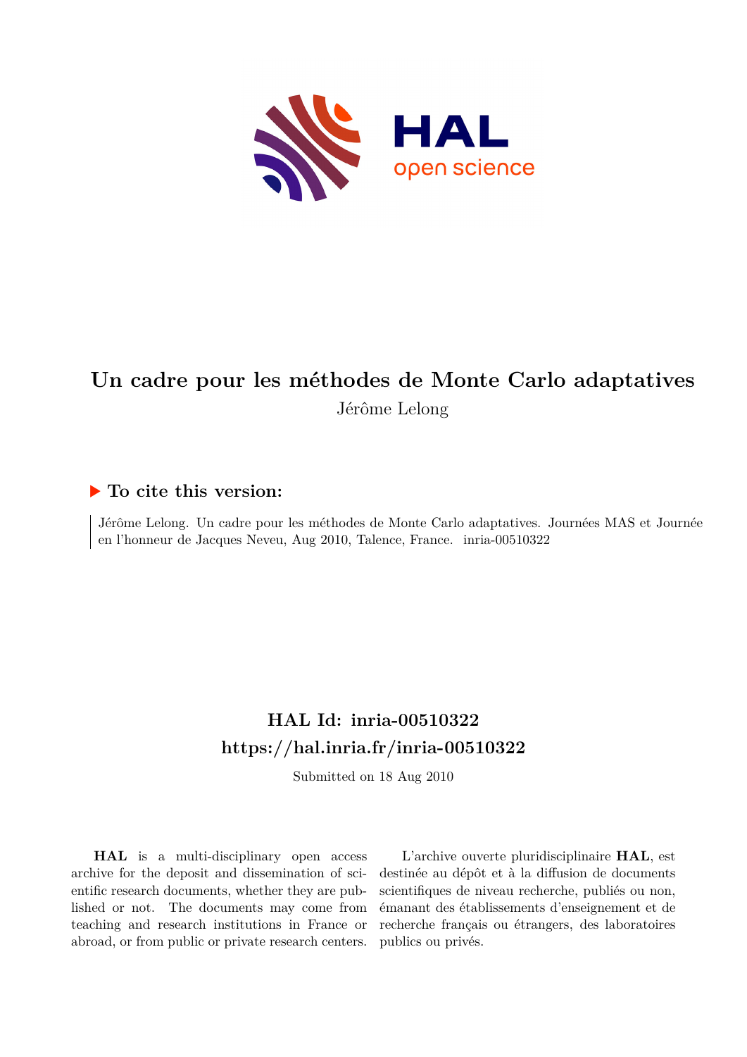# Un cadre pour les méthodes de Monte Carlo adaptatives

Jérôme Lelong

## ▶ To cite this version:

Jérôme Lelong. Un cadre pour les méthodes de Monte Carlo adaptatives. Journées MAS et Journée en l'honneur de Jacques Neveu, Aug 2010, Talence, France. inria-00510322

## HAL Id: inria-00510322

## https://hal.inria.fr/inria-00510322

Submitted on 18 Aug 2010

**HAL** is a multi-disciplinary open access archive for the deposit and dissemination of scientific research documents, whether they are published or not. The documents may come from teaching and research institutions in France or abroad, or from public or private research centers.

L'archive ouverte pluridisciplinaire **HAL**, est destinée au dépôt et à la diffusion de documents scientifiques de niveau recherche, publiés ou non, émanant des établissements d'enseignement et de recherche français ou étrangers, des laboratoires publics ou privés.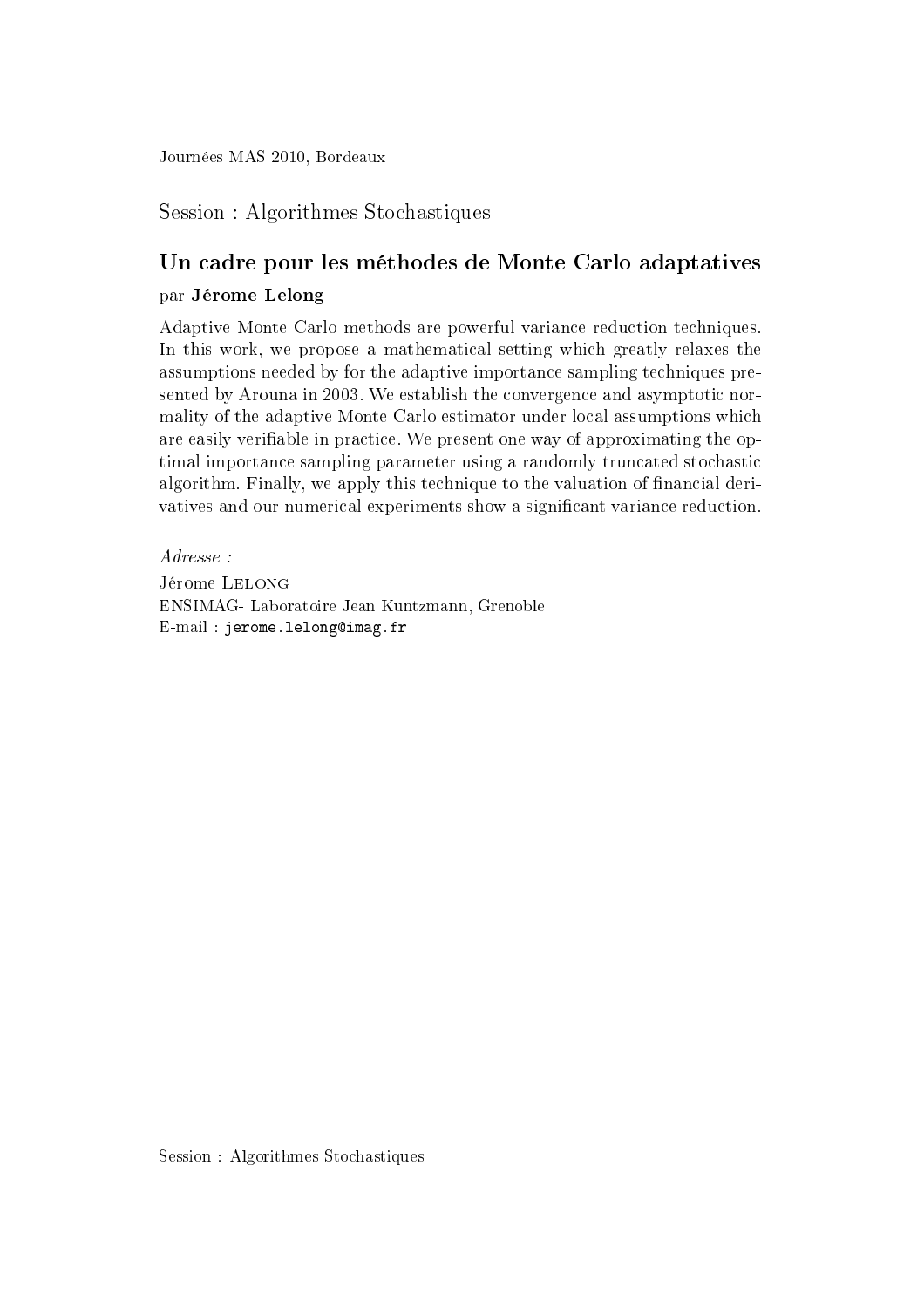Journées MAS 2010, Bordeaux

Session : Algorithmes Stochastiques

## Un cadre pour les méthodes de Monte Carlo adaptatives

par **Jérome Lelong**

Adaptive Monte Carlo methods are powerful variance reduction techniques. In this work, we propose a mathematical setting which greatly relaxes the assumptions needed by for the adaptive importance sampling techniques presented by Arouna in 2003. We establish the convergence and asymptotic normality of the adaptive Monte Carlo estimator under local assumptions which are easily verifiable in practice. We present one way of approximating the optimal importance sampling parameter using a randomly truncated stochastic algorithm. Finally, we apply this technique to the valuation of financial derivatives and our numerical experiments show a significant variance reduction.

*Adresse :*
Jérome Lelong
ENSIMAG- Laboratoire Jean Kuntzmann, Grenoble
E-mail : jerome.lelong@imag.fr